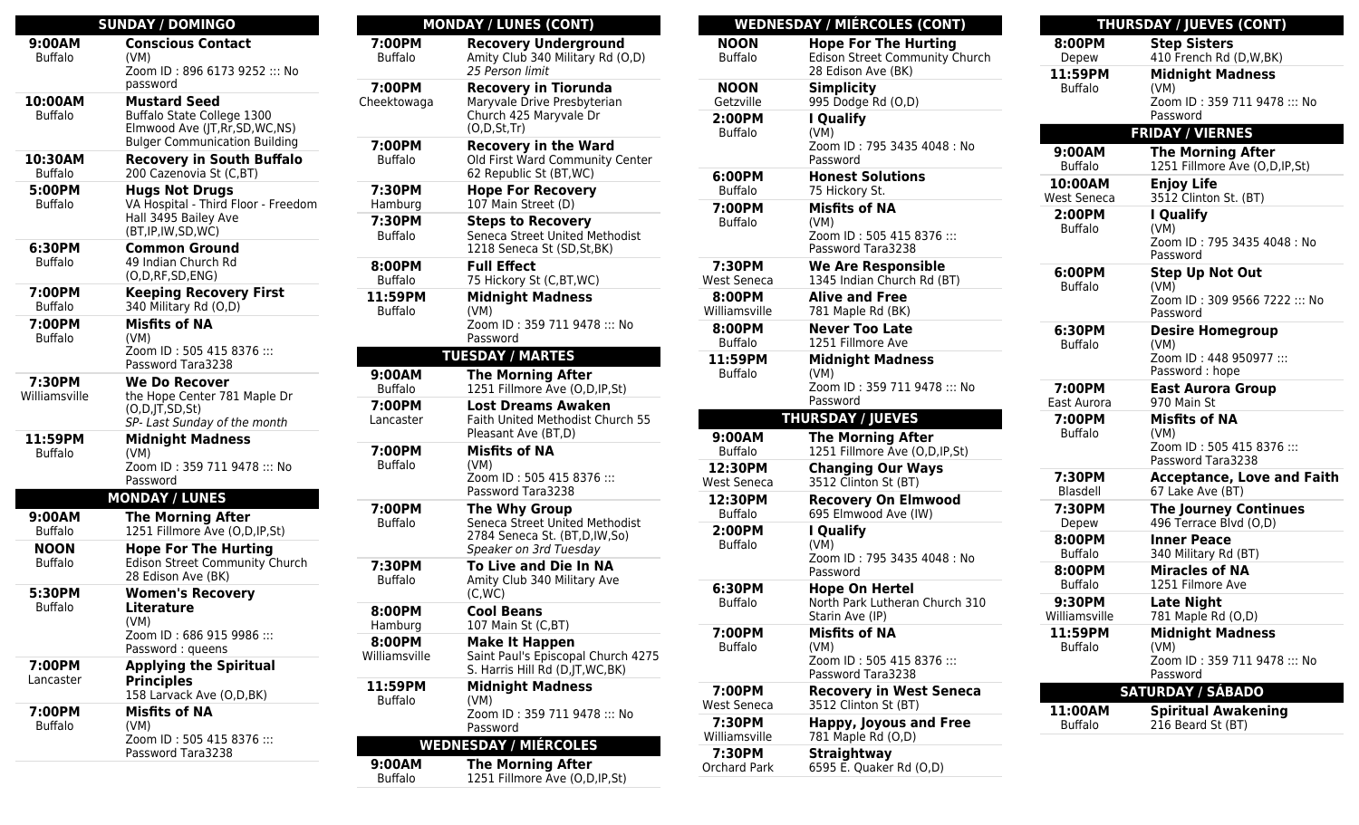## SUNDAY / DOMINGO

| Time / Location | Meeting |
|---|---|
| **9:00AM** Buffalo | **Conscious Contact** (VM) Zoom ID : 896 6173 9252 ::: No password |
| **10:00AM** Buffalo | **Mustard Seed** Buffalo State College 1300 Elmwood Ave (JT,Rr,SD,WC,NS) Bulger Communication Building |
| **10:30AM** Buffalo | **Recovery in South Buffalo** 200 Cazenovia St (C,BT) |
| **5:00PM** Buffalo | **Hugs Not Drugs** VA Hospital - Third Floor - Freedom Hall 3495 Bailey Ave (BT,IP,IW,SD,WC) |
| **6:30PM** Buffalo | **Common Ground** 49 Indian Church Rd (O,D,RF,SD,ENG) |
| **7:00PM** Buffalo | **Keeping Recovery First** 340 Military Rd (O,D) |
| **7:00PM** Buffalo | **Misfits of NA** (VM) Zoom ID : 505 415 8376 ::: Password Tara3238 |
| **7:30PM** Williamsville | **We Do Recover** the Hope Center 781 Maple Dr (O,D,JT,SD,St) *SP- Last Sunday of the month* |
| **11:59PM** Buffalo | **Midnight Madness** (VM) Zoom ID : 359 711 9478 ::: No Password |

## MONDAY / LUNES

| Time / Location | Meeting |
|---|---|
| **9:00AM** Buffalo | **The Morning After** 1251 Fillmore Ave (O,D,IP,St) |
| **NOON** Buffalo | **Hope For The Hurting** Edison Street Community Church 28 Edison Ave (BK) |
| **5:30PM** Buffalo | **Women's Recovery Literature** (VM) Zoom ID : 686 915 9986 ::: Password : queens |
| **7:00PM** Lancaster | **Applying the Spiritual Principles** 158 Larvack Ave (O,D,BK) |
| **7:00PM** Buffalo | **Misfits of NA** (VM) Zoom ID : 505 415 8376 ::: Password Tara3238 |
| **7:00PM** Buffalo | **Recovery Underground** Amity Club 340 Military Rd (O,D) *25 Person limit* |
| **7:00PM** Cheektowaga | **Recovery in Tiorunda** Maryvale Drive Presbyterian Church 425 Maryvale Dr (O,D,St,Tr) |
| **7:00PM** Buffalo | **Recovery in the Ward** Old First Ward Community Center 62 Republic St (BT,WC) |
| **7:30PM** Hamburg | **Hope For Recovery** 107 Main Street (D) |
| **7:30PM** Buffalo | **Steps to Recovery** Seneca Street United Methodist 1218 Seneca St (SD,St,BK) |
| **8:00PM** Buffalo | **Full Effect** 75 Hickory St (C,BT,WC) |
| **11:59PM** Buffalo | **Midnight Madness** (VM) Zoom ID : 359 711 9478 ::: No Password |

## TUESDAY / MARTES

| Time / Location | Meeting |
|---|---|
| **9:00AM** Buffalo | **The Morning After** 1251 Fillmore Ave (O,D,IP,St) |
| **7:00PM** Lancaster | **Lost Dreams Awaken** Faith United Methodist Church 55 Pleasant Ave (BT,D) |
| **7:00PM** Buffalo | **Misfits of NA** (VM) Zoom ID : 505 415 8376 ::: Password Tara3238 |
| **7:00PM** Buffalo | **The Why Group** Seneca Street United Methodist 2784 Seneca St. (BT,D,IW,So) *Speaker on 3rd Tuesday* |
| **7:30PM** Buffalo | **To Live and Die In NA** Amity Club 340 Military Ave (C,WC) |
| **8:00PM** Hamburg | **Cool Beans** 107 Main St (C,BT) |
| **8:00PM** Williamsville | **Make It Happen** Saint Paul's Episcopal Church 4275 S. Harris Hill Rd (D,JT,WC,BK) |
| **11:59PM** Buffalo | **Midnight Madness** (VM) Zoom ID : 359 711 9478 ::: No Password |

## WEDNESDAY / MIÉRCOLES

| Time / Location | Meeting |
|---|---|
| **9:00AM** Buffalo | **The Morning After** 1251 Fillmore Ave (O,D,IP,St) |
| **NOON** Buffalo | **Hope For The Hurting** Edison Street Community Church 28 Edison Ave (BK) |
| **NOON** Getzville | **Simplicity** 995 Dodge Rd (O,D) |
| **2:00PM** Buffalo | **I Qualify** (VM) Zoom ID : 795 3435 4048 : No Password |
| **6:00PM** Buffalo | **Honest Solutions** 75 Hickory St. |
| **7:00PM** Buffalo | **Misfits of NA** (VM) Zoom ID : 505 415 8376 ::: Password Tara3238 |
| **7:30PM** West Seneca | **We Are Responsible** 1345 Indian Church Rd (BT) |
| **8:00PM** Williamsville | **Alive and Free** 781 Maple Rd (BK) |
| **8:00PM** Buffalo | **Never Too Late** 1251 Fillmore Ave |
| **11:59PM** Buffalo | **Midnight Madness** (VM) Zoom ID : 359 711 9478 ::: No Password |

## THURSDAY / JUEVES

| Time / Location | Meeting |
|---|---|
| **9:00AM** Buffalo | **The Morning After** 1251 Fillmore Ave (O,D,IP,St) |
| **12:30PM** West Seneca | **Changing Our Ways** 3512 Clinton St (BT) |
| **12:30PM** Buffalo | **Recovery On Elmwood** 695 Elmwood Ave (IW) |
| **2:00PM** Buffalo | **I Qualify** (VM) Zoom ID : 795 3435 4048 : No Password |
| **6:30PM** Buffalo | **Hope On Hertel** North Park Lutheran Church 310 Starin Ave (IP) |
| **7:00PM** Buffalo | **Misfits of NA** (VM) Zoom ID : 505 415 8376 ::: Password Tara3238 |
| **7:00PM** West Seneca | **Recovery in West Seneca** 3512 Clinton St (BT) |
| **7:30PM** Williamsville | **Happy, Joyous and Free** 781 Maple Rd (O,D) |
| **7:30PM** Orchard Park | **Straightway** 6595 E. Quaker Rd (O,D) |
| **8:00PM** Depew | **Step Sisters** 410 French Rd (D,W,BK) |
| **11:59PM** Buffalo | **Midnight Madness** (VM) Zoom ID : 359 711 9478 ::: No Password |

## FRIDAY / VIERNES

| Time / Location | Meeting |
|---|---|
| **9:00AM** Buffalo | **The Morning After** 1251 Fillmore Ave (O,D,IP,St) |
| **10:00AM** West Seneca | **Enjoy Life** 3512 Clinton St. (BT) |
| **2:00PM** Buffalo | **I Qualify** (VM) Zoom ID : 795 3435 4048 : No Password |
| **6:00PM** Buffalo | **Step Up Not Out** (VM) Zoom ID : 309 9566 7222 ::: No Password |
| **6:30PM** Buffalo | **Desire Homegroup** (VM) Zoom ID : 448 950977 ::: Password : hope |
| **7:00PM** East Aurora | **East Aurora Group** 970 Main St |
| **7:00PM** Buffalo | **Misfits of NA** (VM) Zoom ID : 505 415 8376 ::: Password Tara3238 |
| **7:30PM** Blasdell | **Acceptance, Love and Faith** 67 Lake Ave (BT) |
| **7:30PM** Depew | **The Journey Continues** 496 Terrace Blvd (O,D) |
| **8:00PM** Buffalo | **Inner Peace** 340 Military Rd (BT) |
| **8:00PM** Buffalo | **Miracles of NA** 1251 Filmore Ave |
| **9:30PM** Williamsville | **Late Night** 781 Maple Rd (O,D) |
| **11:59PM** Buffalo | **Midnight Madness** (VM) Zoom ID : 359 711 9478 ::: No Password |

## SATURDAY / SÁBADO

| Time / Location | Meeting |
|---|---|
| **11:00AM** Buffalo | **Spiritual Awakening** 216 Beard St (BT) |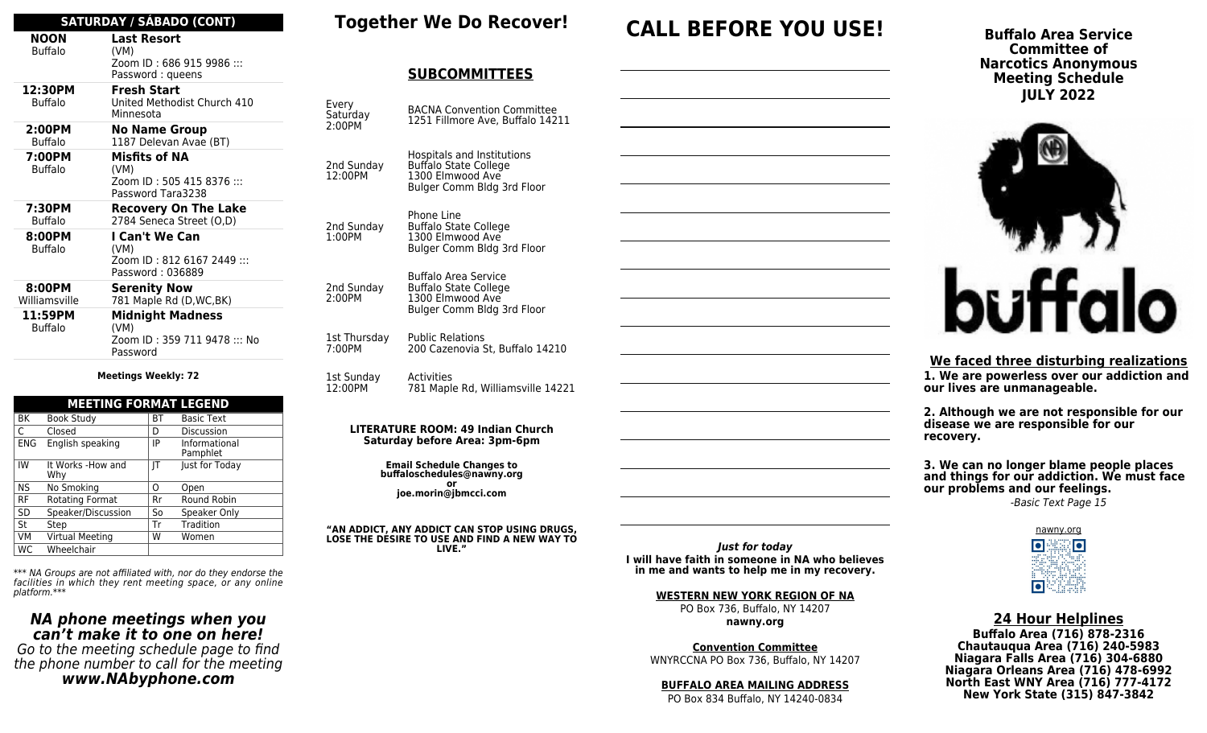## SATURDAY / SÁBADO (CONT)

| | |
|---|---|
| **NOON** Buffalo | **Last Resort** (VM) Zoom ID : 686 915 9986 ::: Password : queens |
| **12:30PM** Buffalo | **Fresh Start** United Methodist Church 410 Minnesota |
| **2:00PM** Buffalo | **No Name Group** 1187 Delevan Avae (BT) |
| **7:00PM** Buffalo | **Misfits of NA** (VM) Zoom ID : 505 415 8376 ::: Password Tara3238 |
| **7:30PM** Buffalo | **Recovery On The Lake** 2784 Seneca Street (O,D) |
| **8:00PM** Buffalo | **I Can't We Can** (VM) Zoom ID : 812 6167 2449 ::: Password : 036889 |
| **8:00PM** Williamsville | **Serenity Now** 781 Maple Rd (D,WC,BK) |
| **11:59PM** Buffalo | **Midnight Madness** (VM) Zoom ID : 359 711 9478 ::: No Password |

**Meetings Weekly: 72**

## MEETING FORMAT LEGEND

| | | | |
|---|---|---|---|
| BK | Book Study | BT | Basic Text |
| C | Closed | D | Discussion |
| ENG | English speaking | IP | Informational Pamphlet |
| IW | It Works -How and Why | JT | Just for Today |
| NS | No Smoking | O | Open |
| RF | Rotating Format | Rr | Round Robin |
| SD | Speaker/Discussion | So | Speaker Only |
| St | Step | Tr | Tradition |
| VM | Virtual Meeting | W | Women |
| WC | Wheelchair | | |

*\*\*\* NA Groups are not affiliated with, nor do they endorse the facilities in which they rent meeting space, or any online platform.\*\*\**

***NA phone meetings when you can't make it to one on here!***
*Go to the meeting schedule page to find the phone number to call for the meeting*
***www.NAbyphone.com***

# Together We Do Recover!

## SUBCOMMITTEES

| | |
|---|---|
| Every Saturday 2:00PM | BACNA Convention Committee 1251 Fillmore Ave, Buffalo 14211 |
| 2nd Sunday 12:00PM | Hospitals and Institutions Buffalo State College 1300 Elmwood Ave Bulger Comm Bldg 3rd Floor |
| 2nd Sunday 1:00PM | Phone Line Buffalo State College 1300 Elmwood Ave Bulger Comm Bldg 3rd Floor |
| 2nd Sunday 2:00PM | Buffalo Area Service Buffalo State College 1300 Elmwood Ave Bulger Comm Bldg 3rd Floor |
| 1st Thursday 7:00PM | Public Relations 200 Cazenovia St, Buffalo 14210 |
| 1st Sunday 12:00PM | Activities 781 Maple Rd, Williamsville 14221 |

**LITERATURE ROOM: 49 Indian Church**
**Saturday before Area: 3pm-6pm**

**Email Schedule Changes to**
**buffaloschedules@nawny.org**
**or**
**joe.morin@jbmcci.com**

**"AN ADDICT, ANY ADDICT CAN STOP USING DRUGS, LOSE THE DESIRE TO USE AND FIND A NEW WAY TO LIVE."**

# CALL BEFORE YOU USE!

***Just for today***
**I will have faith in someone in NA who believes in me and wants to help me in my recovery.**

**WESTERN NEW YORK REGION OF NA**
PO Box 736, Buffalo, NY 14207
**nawny.org**

**Convention Committee**
WNYRCCNA PO Box 736, Buffalo, NY 14207

**BUFFALO AREA MAILING ADDRESS**
PO Box 834 Buffalo, NY 14240-0834

# Buffalo Area Service Committee of Narcotics Anonymous Meeting Schedule
# JULY 2022

buffalo

## We faced three disturbing realizations

**1. We are powerless over our addiction and our lives are unmanageable.**

**2. Although we are not responsible for our disease we are responsible for our recovery.**

**3. We can no longer blame people places and things for our addiction. We must face our problems and our feelings.**

*-Basic Text Page 15*

nawny.org

## 24 Hour Helplines

**Buffalo Area (716) 878-2316**
**Chautauqua Area (716) 240-5983**
**Niagara Falls Area (716) 304-6880**
**Niagara Orleans Area (716) 478-6992**
**North East WNY Area (716) 777-4172**
**New York State (315) 847-3842**